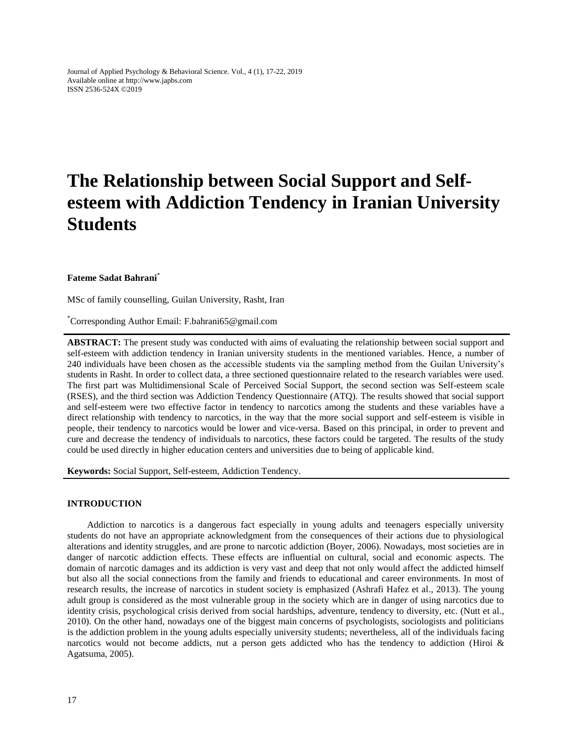# The Relationship between Social Support and Self-esteem with Addiction Tendency in Iranian University Students

**Fateme Sadat Bahrani***

MSc of family counselling, Guilan University, Rasht, Iran

*Corresponding Author Email: F.bahrani65@gmail.com

**ABSTRACT:** The present study was conducted with aims of evaluating the relationship between social support and self-esteem with addiction tendency in Iranian university students in the mentioned variables. Hence, a number of 240 individuals have been chosen as the accessible students via the sampling method from the Guilan University's students in Rasht. In order to collect data, a three sectioned questionnaire related to the research variables were used. The first part was Multidimensional Scale of Perceived Social Support, the second section was Self-esteem scale (RSES), and the third section was Addiction Tendency Questionnaire (ATQ). The results showed that social support and self-esteem were two effective factor in tendency to narcotics among the students and these variables have a direct relationship with tendency to narcotics, in the way that the more social support and self-esteem is visible in people, their tendency to narcotics would be lower and vice-versa. Based on this principal, in order to prevent and cure and decrease the tendency of individuals to narcotics, these factors could be targeted. The results of the study could be used directly in higher education centers and universities due to being of applicable kind.

**Keywords:** Social Support, Self-esteem, Addiction Tendency.

## INTRODUCTION

Addiction to narcotics is a dangerous fact especially in young adults and teenagers especially university students do not have an appropriate acknowledgment from the consequences of their actions due to physiological alterations and identity struggles, and are prone to narcotic addiction (Boyer, 2006). Nowadays, most societies are in danger of narcotic addiction effects. These effects are influential on cultural, social and economic aspects. The domain of narcotic damages and its addiction is very vast and deep that not only would affect the addicted himself but also all the social connections from the family and friends to educational and career environments. In most of research results, the increase of narcotics in student society is emphasized (Ashrafi Hafez et al., 2013). The young adult group is considered as the most vulnerable group in the society which are in danger of using narcotics due to identity crisis, psychological crisis derived from social hardships, adventure, tendency to diversity, etc. (Nutt et al., 2010). On the other hand, nowadays one of the biggest main concerns of psychologists, sociologists and politicians is the addiction problem in the young adults especially university students; nevertheless, all of the individuals facing narcotics would not become addicts, nut a person gets addicted who has the tendency to addiction (Hiroi & Agatsuma, 2005).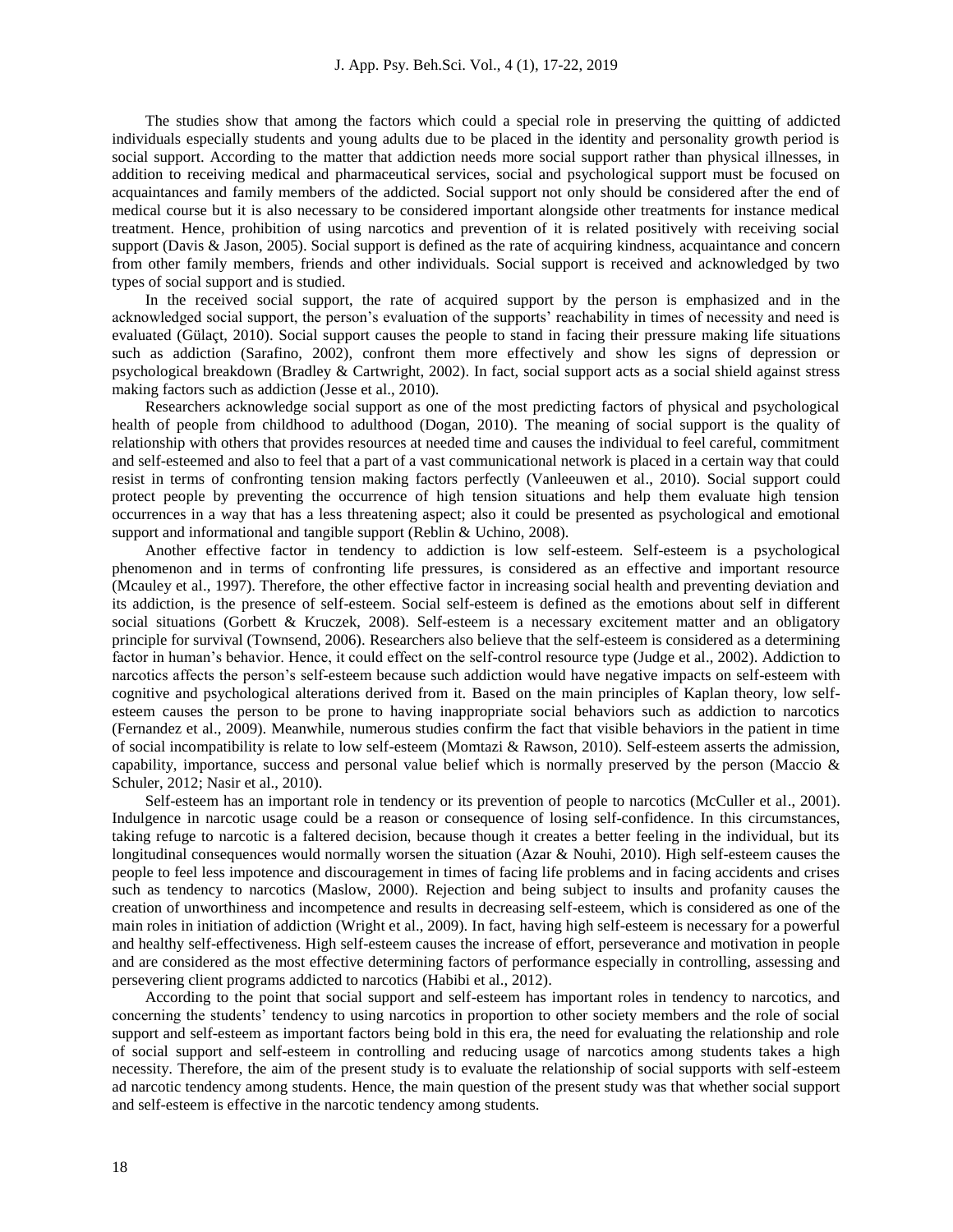The studies show that among the factors which could a special role in preserving the quitting of addicted individuals especially students and young adults due to be placed in the identity and personality growth period is social support. According to the matter that addiction needs more social support rather than physical illnesses, in addition to receiving medical and pharmaceutical services, social and psychological support must be focused on acquaintances and family members of the addicted. Social support not only should be considered after the end of medical course but it is also necessary to be considered important alongside other treatments for instance medical treatment. Hence, prohibition of using narcotics and prevention of it is related positively with receiving social support (Davis & Jason, 2005). Social support is defined as the rate of acquiring kindness, acquaintance and concern from other family members, friends and other individuals. Social support is received and acknowledged by two types of social support and is studied.

In the received social support, the rate of acquired support by the person is emphasized and in the acknowledged social support, the person's evaluation of the supports' reachability in times of necessity and need is evaluated (Gülaçt, 2010). Social support causes the people to stand in facing their pressure making life situations such as addiction (Sarafino, 2002), confront them more effectively and show les signs of depression or psychological breakdown (Bradley & Cartwright, 2002). In fact, social support acts as a social shield against stress making factors such as addiction (Jesse et al., 2010).

Researchers acknowledge social support as one of the most predicting factors of physical and psychological health of people from childhood to adulthood (Dogan, 2010). The meaning of social support is the quality of relationship with others that provides resources at needed time and causes the individual to feel careful, commitment and self-esteemed and also to feel that a part of a vast communicational network is placed in a certain way that could resist in terms of confronting tension making factors perfectly (Vanleeuwen et al., 2010). Social support could protect people by preventing the occurrence of high tension situations and help them evaluate high tension occurrences in a way that has a less threatening aspect; also it could be presented as psychological and emotional support and informational and tangible support (Reblin & Uchino, 2008).

Another effective factor in tendency to addiction is low self-esteem. Self-esteem is a psychological phenomenon and in terms of confronting life pressures, is considered as an effective and important resource (Mcauley et al., 1997). Therefore, the other effective factor in increasing social health and preventing deviation and its addiction, is the presence of self-esteem. Social self-esteem is defined as the emotions about self in different social situations (Gorbett & Kruczek, 2008). Self-esteem is a necessary excitement matter and an obligatory principle for survival (Townsend, 2006). Researchers also believe that the self-esteem is considered as a determining factor in human's behavior. Hence, it could effect on the self-control resource type (Judge et al., 2002). Addiction to narcotics affects the person's self-esteem because such addiction would have negative impacts on self-esteem with cognitive and psychological alterations derived from it. Based on the main principles of Kaplan theory, low self-esteem causes the person to be prone to having inappropriate social behaviors such as addiction to narcotics (Fernandez et al., 2009). Meanwhile, numerous studies confirm the fact that visible behaviors in the patient in time of social incompatibility is relate to low self-esteem (Momtazi & Rawson, 2010). Self-esteem asserts the admission, capability, importance, success and personal value belief which is normally preserved by the person (Maccio & Schuler, 2012; Nasir et al., 2010).

Self-esteem has an important role in tendency or its prevention of people to narcotics (McCuller et al., 2001). Indulgence in narcotic usage could be a reason or consequence of losing self-confidence. In this circumstances, taking refuge to narcotic is a faltered decision, because though it creates a better feeling in the individual, but its longitudinal consequences would normally worsen the situation (Azar & Nouhi, 2010). High self-esteem causes the people to feel less impotence and discouragement in times of facing life problems and in facing accidents and crises such as tendency to narcotics (Maslow, 2000). Rejection and being subject to insults and profanity causes the creation of unworthiness and incompetence and results in decreasing self-esteem, which is considered as one of the main roles in initiation of addiction (Wright et al., 2009). In fact, having high self-esteem is necessary for a powerful and healthy self-effectiveness. High self-esteem causes the increase of effort, perseverance and motivation in people and are considered as the most effective determining factors of performance especially in controlling, assessing and persevering client programs addicted to narcotics (Habibi et al., 2012).

According to the point that social support and self-esteem has important roles in tendency to narcotics, and concerning the students' tendency to using narcotics in proportion to other society members and the role of social support and self-esteem as important factors being bold in this era, the need for evaluating the relationship and role of social support and self-esteem in controlling and reducing usage of narcotics among students takes a high necessity. Therefore, the aim of the present study is to evaluate the relationship of social supports with self-esteem ad narcotic tendency among students. Hence, the main question of the present study was that whether social support and self-esteem is effective in the narcotic tendency among students.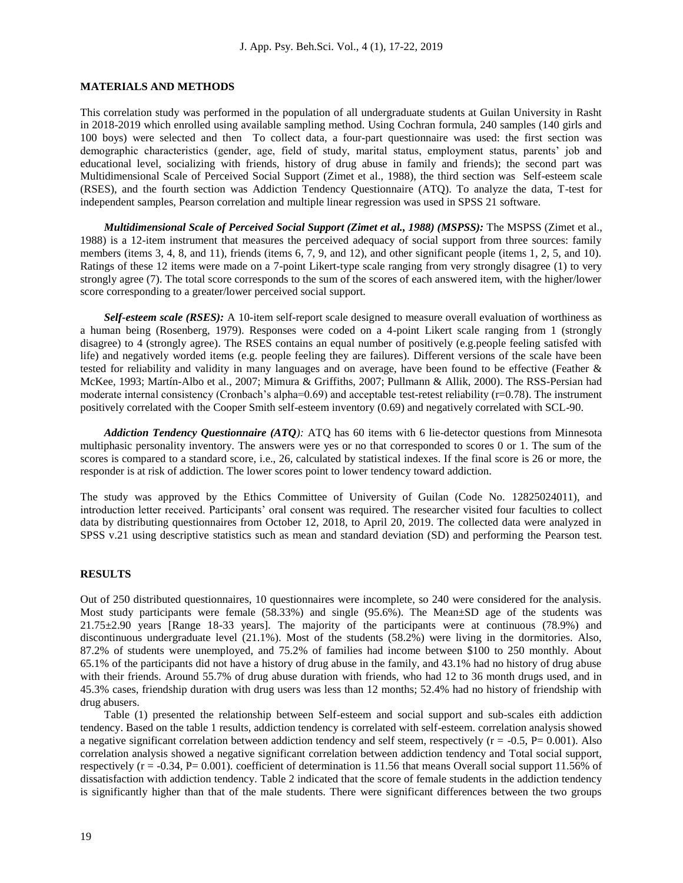## MATERIALS AND METHODS

This correlation study was performed in the population of all undergraduate students at Guilan University in Rasht in 2018-2019 which enrolled using available sampling method. Using Cochran formula, 240 samples (140 girls and 100 boys) were selected and then To collect data, a four-part questionnaire was used: the first section was demographic characteristics (gender, age, field of study, marital status, employment status, parents' job and educational level, socializing with friends, history of drug abuse in family and friends); the second part was Multidimensional Scale of Perceived Social Support (Zimet et al., 1988), the third section was Self-esteem scale (RSES), and the fourth section was Addiction Tendency Questionnaire (ATQ). To analyze the data, T-test for independent samples, Pearson correlation and multiple linear regression was used in SPSS 21 software.

***Multidimensional Scale of Perceived Social Support (Zimet et al., 1988) (MSPSS):*** The MSPSS (Zimet et al., 1988) is a 12-item instrument that measures the perceived adequacy of social support from three sources: family members (items 3, 4, 8, and 11), friends (items 6, 7, 9, and 12), and other significant people (items 1, 2, 5, and 10). Ratings of these 12 items were made on a 7-point Likert-type scale ranging from very strongly disagree (1) to very strongly agree (7). The total score corresponds to the sum of the scores of each answered item, with the higher/lower score corresponding to a greater/lower perceived social support.

***Self-esteem scale (RSES):*** A 10-item self-report scale designed to measure overall evaluation of worthiness as a human being (Rosenberg, 1979). Responses were coded on a 4-point Likert scale ranging from 1 (strongly disagree) to 4 (strongly agree). The RSES contains an equal number of positively (e.g.people feeling satisfed with life) and negatively worded items (e.g. people feeling they are failures). Different versions of the scale have been tested for reliability and validity in many languages and on average, have been found to be effective (Feather & McKee, 1993; Martín-Albo et al., 2007; Mimura & Griffiths, 2007; Pullmann & Allik, 2000). The RSS-Persian had moderate internal consistency (Cronbach's alpha=0.69) and acceptable test-retest reliability (r=0.78). The instrument positively correlated with the Cooper Smith self-esteem inventory (0.69) and negatively correlated with SCL-90.

***Addiction Tendency Questionnaire (ATQ):*** ATQ has 60 items with 6 lie-detector questions from Minnesota multiphasic personality inventory. The answers were yes or no that corresponded to scores 0 or 1. The sum of the scores is compared to a standard score, i.e., 26, calculated by statistical indexes. If the final score is 26 or more, the responder is at risk of addiction. The lower scores point to lower tendency toward addiction.

The study was approved by the Ethics Committee of University of Guilan (Code No. 12825024011), and introduction letter received. Participants' oral consent was required. The researcher visited four faculties to collect data by distributing questionnaires from October 12, 2018, to April 20, 2019. The collected data were analyzed in SPSS v.21 using descriptive statistics such as mean and standard deviation (SD) and performing the Pearson test.

## RESULTS

Out of 250 distributed questionnaires, 10 questionnaires were incomplete, so 240 were considered for the analysis. Most study participants were female (58.33%) and single (95.6%). The Mean±SD age of the students was 21.75±2.90 years [Range 18-33 years]. The majority of the participants were at continuous (78.9%) and discontinuous undergraduate level (21.1%). Most of the students (58.2%) were living in the dormitories. Also, 87.2% of students were unemployed, and 75.2% of families had income between $100 to 250 monthly. About 65.1% of the participants did not have a history of drug abuse in the family, and 43.1% had no history of drug abuse with their friends. Around 55.7% of drug abuse duration with friends, who had 12 to 36 month drugs used, and in 45.3% cases, friendship duration with drug users was less than 12 months; 52.4% had no history of friendship with drug abusers.

Table (1) presented the relationship between Self-esteem and social support and sub-scales eith addiction tendency. Based on the table 1 results, addiction tendency is correlated with self-esteem. correlation analysis showed a negative significant correlation between addiction tendency and self steem, respectively ($r = -0.5$, $P = 0.001$). Also correlation analysis showed a negative significant correlation between addiction tendency and Total social support, respectively ($r = -0.34$, $P = 0.001$). coefficient of determination is 11.56 that means Overall social support 11.56% of dissatisfaction with addiction tendency. Table 2 indicated that the score of female students in the addiction tendency is significantly higher than that of the male students. There were significant differences between the two groups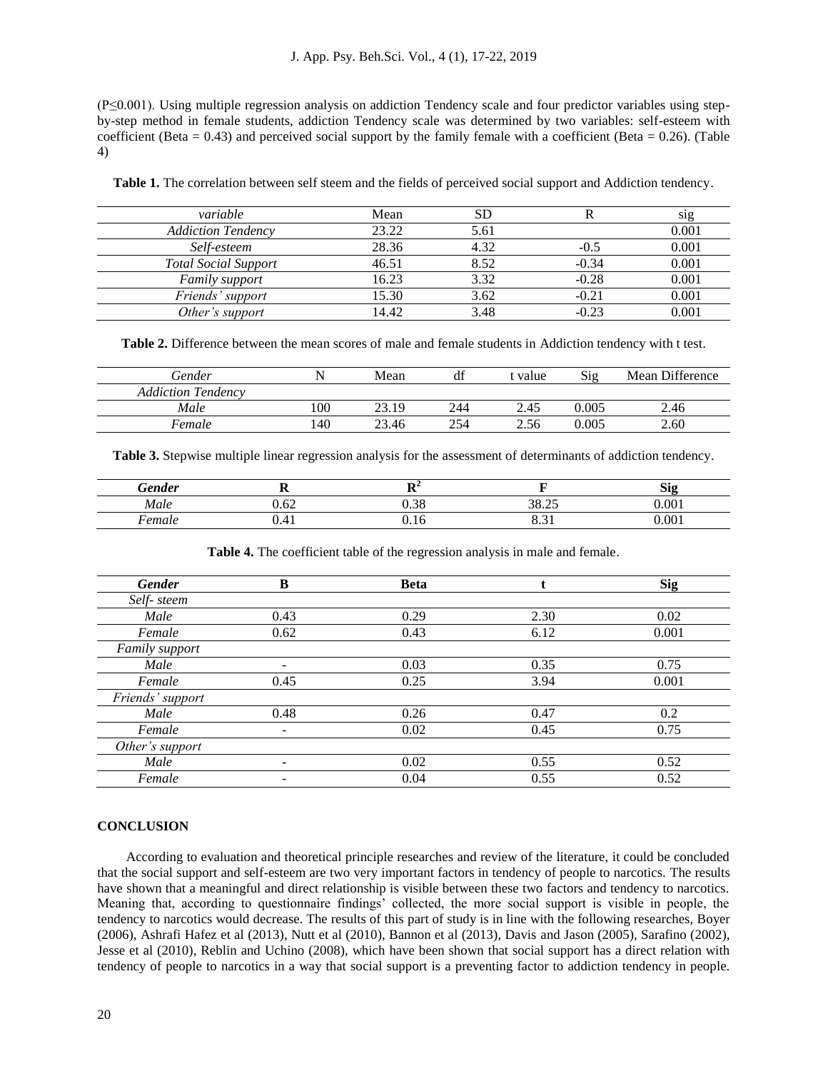(P≤0.001). Using multiple regression analysis on addiction Tendency scale and four predictor variables using step-by-step method in female students, addiction Tendency scale was determined by two variables: self-esteem with coefficient (Beta = 0.43) and perceived social support by the family female with a coefficient (Beta = 0.26). (Table 4)

**Table 1.** The correlation between self steem and the fields of perceived social support and Addiction tendency.

| *variable* | Mean | SD | R | sig |
|---|---|---|---|---|
| *Addiction Tendency* | 23.22 | 5.61 | | 0.001 |
| *Self-esteem* | 28.36 | 4.32 | -0.5 | 0.001 |
| *Total Social Support* | 46.51 | 8.52 | -0.34 | 0.001 |
| *Family support* | 16.23 | 3.32 | -0.28 | 0.001 |
| *Friends' support* | 15.30 | 3.62 | -0.21 | 0.001 |
| *Other's support* | 14.42 | 3.48 | -0.23 | 0.001 |

**Table 2.** Difference between the mean scores of male and female students in Addiction tendency with t test.

| *Gender* | N | Mean | df | t value | Sig | Mean Difference |
|---|---|---|---|---|---|---|
| *Addiction Tendency* | | | | | | |
| *Male* | 100 | 23.19 | 244 | 2.45 | 0.005 | 2.46 |
| *Female* | 140 | 23.46 | 254 | 2.56 | 0.005 | 2.60 |

**Table 3.** Stepwise multiple linear regression analysis for the assessment of determinants of addiction tendency.

| ***Gender*** | **R** | **$R^2$** | **F** | **Sig** |
|---|---|---|---|---|
| *Male* | 0.62 | 0.38 | 38.25 | 0.001 |
| *Female* | 0.41 | 0.16 | 8.31 | 0.001 |

**Table 4.** The coefficient table of the regression analysis in male and female.

| ***Gender*** | **B** | **Beta** | **t** | **Sig** |
|---|---|---|---|---|
| *Self- steem* | | | | |
| *Male* | 0.43 | 0.29 | 2.30 | 0.02 |
| *Female* | 0.62 | 0.43 | 6.12 | 0.001 |
| *Family support* | | | | |
| *Male* | - | 0.03 | 0.35 | 0.75 |
| *Female* | 0.45 | 0.25 | 3.94 | 0.001 |
| *Friends' support* | | | | |
| *Male* | 0.48 | 0.26 | 0.47 | 0.2 |
| *Female* | - | 0.02 | 0.45 | 0.75 |
| *Other's support* | | | | |
| *Male* | - | 0.02 | 0.55 | 0.52 |
| *Female* | - | 0.04 | 0.55 | 0.52 |

## CONCLUSION

According to evaluation and theoretical principle researches and review of the literature, it could be concluded that the social support and self-esteem are two very important factors in tendency of people to narcotics. The results have shown that a meaningful and direct relationship is visible between these two factors and tendency to narcotics. Meaning that, according to questionnaire findings' collected, the more social support is visible in people, the tendency to narcotics would decrease. The results of this part of study is in line with the following researches, Boyer (2006), Ashrafi Hafez et al (2013), Nutt et al (2010), Bannon et al (2013), Davis and Jason (2005), Sarafino (2002), Jesse et al (2010), Reblin and Uchino (2008), which have been shown that social support has a direct relation with tendency of people to narcotics in a way that social support is a preventing factor to addiction tendency in people.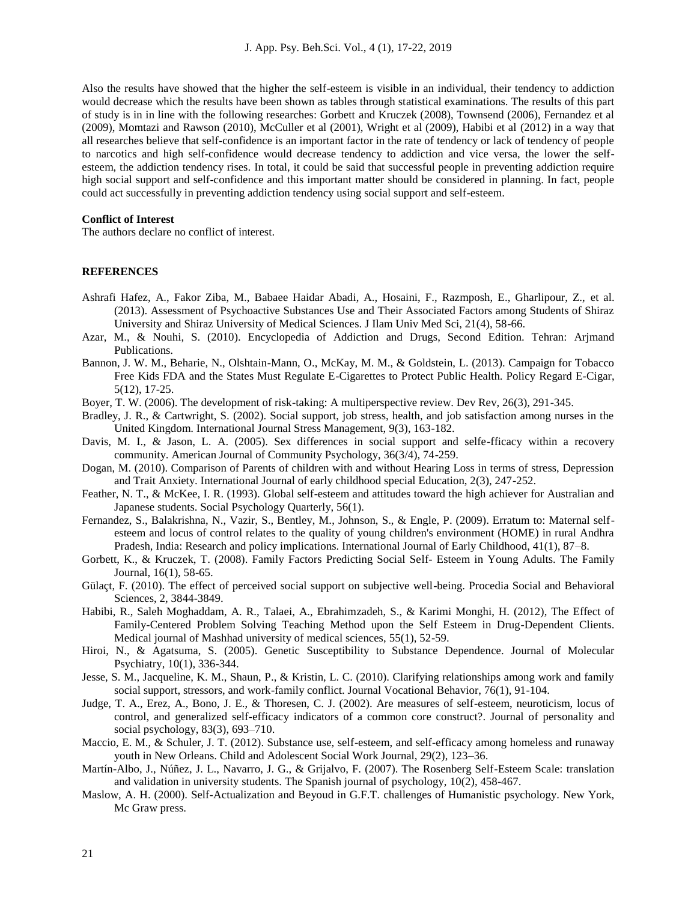Also the results have showed that the higher the self-esteem is visible in an individual, their tendency to addiction would decrease which the results have been shown as tables through statistical examinations. The results of this part of study is in in line with the following researches: Gorbett and Kruczek (2008), Townsend (2006), Fernandez et al (2009), Momtazi and Rawson (2010), McCuller et al (2001), Wright et al (2009), Habibi et al (2012) in a way that all researches believe that self-confidence is an important factor in the rate of tendency or lack of tendency of people to narcotics and high self-confidence would decrease tendency to addiction and vice versa, the lower the self-esteem, the addiction tendency rises. In total, it could be said that successful people in preventing addiction require high social support and self-confidence and this important matter should be considered in planning. In fact, people could act successfully in preventing addiction tendency using social support and self-esteem.

**Conflict of Interest**

The authors declare no conflict of interest.

**REFERENCES**

Ashrafi Hafez, A., Fakor Ziba, M., Babaee Haidar Abadi, A., Hosaini, F., Razmposh, E., Gharlipour, Z., et al. (2013). Assessment of Psychoactive Substances Use and Their Associated Factors among Students of Shiraz University and Shiraz University of Medical Sciences. J Ilam Univ Med Sci, 21(4), 58-66.

Azar, M., & Nouhi, S. (2010). Encyclopedia of Addiction and Drugs, Second Edition. Tehran: Arjmand Publications.

Bannon, J. W. M., Beharie, N., Olshtain-Mann, O., McKay, M. M., & Goldstein, L. (2013). Campaign for Tobacco Free Kids FDA and the States Must Regulate E-Cigarettes to Protect Public Health. Policy Regard E-Cigar, 5(12), 17-25.

Boyer, T. W. (2006). The development of risk-taking: A multiperspective review. Dev Rev, 26(3), 291-345.

Bradley, J. R., & Cartwright, S. (2002). Social support, job stress, health, and job satisfaction among nurses in the United Kingdom. International Journal Stress Management, 9(3), 163-182.

Davis, M. I., & Jason, L. A. (2005). Sex differences in social support and selfe-fficacy within a recovery community. American Journal of Community Psychology, 36(3/4), 74-259.

Dogan, M. (2010). Comparison of Parents of children with and without Hearing Loss in terms of stress, Depression and Trait Anxiety. International Journal of early childhood special Education, 2(3), 247-252.

Feather, N. T., & McKee, I. R. (1993). Global self-esteem and attitudes toward the high achiever for Australian and Japanese students. Social Psychology Quarterly, 56(1).

Fernandez, S., Balakrishna, N., Vazir, S., Bentley, M., Johnson, S., & Engle, P. (2009). Erratum to: Maternal self-esteem and locus of control relates to the quality of young children's environment (HOME) in rural Andhra Pradesh, India: Research and policy implications. International Journal of Early Childhood, 41(1), 87–8.

Gorbett, K., & Kruczek, T. (2008). Family Factors Predicting Social Self- Esteem in Young Adults. The Family Journal, 16(1), 58-65.

Gülaçt, F. (2010). The effect of perceived social support on subjective well-being. Procedia Social and Behavioral Sciences, 2, 3844-3849.

Habibi, R., Saleh Moghaddam, A. R., Talaei, A., Ebrahimzadeh, S., & Karimi Monghi, H. (2012), The Effect of Family-Centered Problem Solving Teaching Method upon the Self Esteem in Drug-Dependent Clients. Medical journal of Mashhad university of medical sciences, 55(1), 52-59.

Hiroi, N., & Agatsuma, S. (2005). Genetic Susceptibility to Substance Dependence. Journal of Molecular Psychiatry, 10(1), 336-344.

Jesse, S. M., Jacqueline, K. M., Shaun, P., & Kristin, L. C. (2010). Clarifying relationships among work and family social support, stressors, and work-family conflict. Journal Vocational Behavior, 76(1), 91-104.

Judge, T. A., Erez, A., Bono, J. E., & Thoresen, C. J. (2002). Are measures of self-esteem, neuroticism, locus of control, and generalized self-efficacy indicators of a common core construct?. Journal of personality and social psychology, 83(3), 693–710.

Maccio, E. M., & Schuler, J. T. (2012). Substance use, self-esteem, and self-efficacy among homeless and runaway youth in New Orleans. Child and Adolescent Social Work Journal, 29(2), 123–36.

Martín-Albo, J., Núñez, J. L., Navarro, J. G., & Grijalvo, F. (2007). The Rosenberg Self-Esteem Scale: translation and validation in university students. The Spanish journal of psychology, 10(2), 458-467.

Maslow, A. H. (2000). Self-Actualization and Beyoud in G.F.T. challenges of Humanistic psychology. New York, Mc Graw press.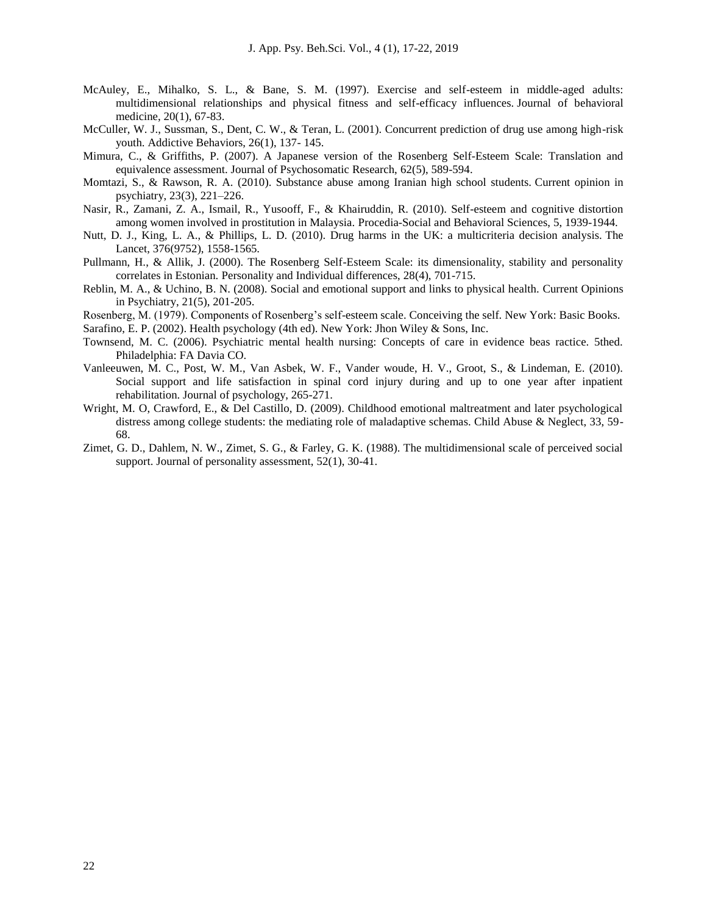McAuley, E., Mihalko, S. L., & Bane, S. M. (1997). Exercise and self-esteem in middle-aged adults: multidimensional relationships and physical fitness and self-efficacy influences. Journal of behavioral medicine, 20(1), 67-83.

McCuller, W. J., Sussman, S., Dent, C. W., & Teran, L. (2001). Concurrent prediction of drug use among high-risk youth. Addictive Behaviors, 26(1), 137- 145.

Mimura, C., & Griffiths, P. (2007). A Japanese version of the Rosenberg Self-Esteem Scale: Translation and equivalence assessment. Journal of Psychosomatic Research, 62(5), 589-594.

Momtazi, S., & Rawson, R. A. (2010). Substance abuse among Iranian high school students. Current opinion in psychiatry, 23(3), 221–226.

Nasir, R., Zamani, Z. A., Ismail, R., Yusooff, F., & Khairuddin, R. (2010). Self-esteem and cognitive distortion among women involved in prostitution in Malaysia. Procedia-Social and Behavioral Sciences, 5, 1939-1944.

Nutt, D. J., King, L. A., & Phillips, L. D. (2010). Drug harms in the UK: a multicriteria decision analysis. The Lancet, 376(9752), 1558-1565.

Pullmann, H., & Allik, J. (2000). The Rosenberg Self-Esteem Scale: its dimensionality, stability and personality correlates in Estonian. Personality and Individual differences, 28(4), 701-715.

Reblin, M. A., & Uchino, B. N. (2008). Social and emotional support and links to physical health. Current Opinions in Psychiatry, 21(5), 201-205.

Rosenberg, M. (1979). Components of Rosenberg's self-esteem scale. Conceiving the self. New York: Basic Books.

Sarafino, E. P. (2002). Health psychology (4th ed). New York: Jhon Wiley & Sons, Inc.

Townsend, M. C. (2006). Psychiatric mental health nursing: Concepts of care in evidence beas ractice. 5thed. Philadelphia: FA Davia CO.

Vanleeuwen, M. C., Post, W. M., Van Asbek, W. F., Vander woude, H. V., Groot, S., & Lindeman, E. (2010). Social support and life satisfaction in spinal cord injury during and up to one year after inpatient rehabilitation. Journal of psychology, 265-271.

Wright, M. O, Crawford, E., & Del Castillo, D. (2009). Childhood emotional maltreatment and later psychological distress among college students: the mediating role of maladaptive schemas. Child Abuse & Neglect, 33, 59-68.

Zimet, G. D., Dahlem, N. W., Zimet, S. G., & Farley, G. K. (1988). The multidimensional scale of perceived social support. Journal of personality assessment, 52(1), 30-41.